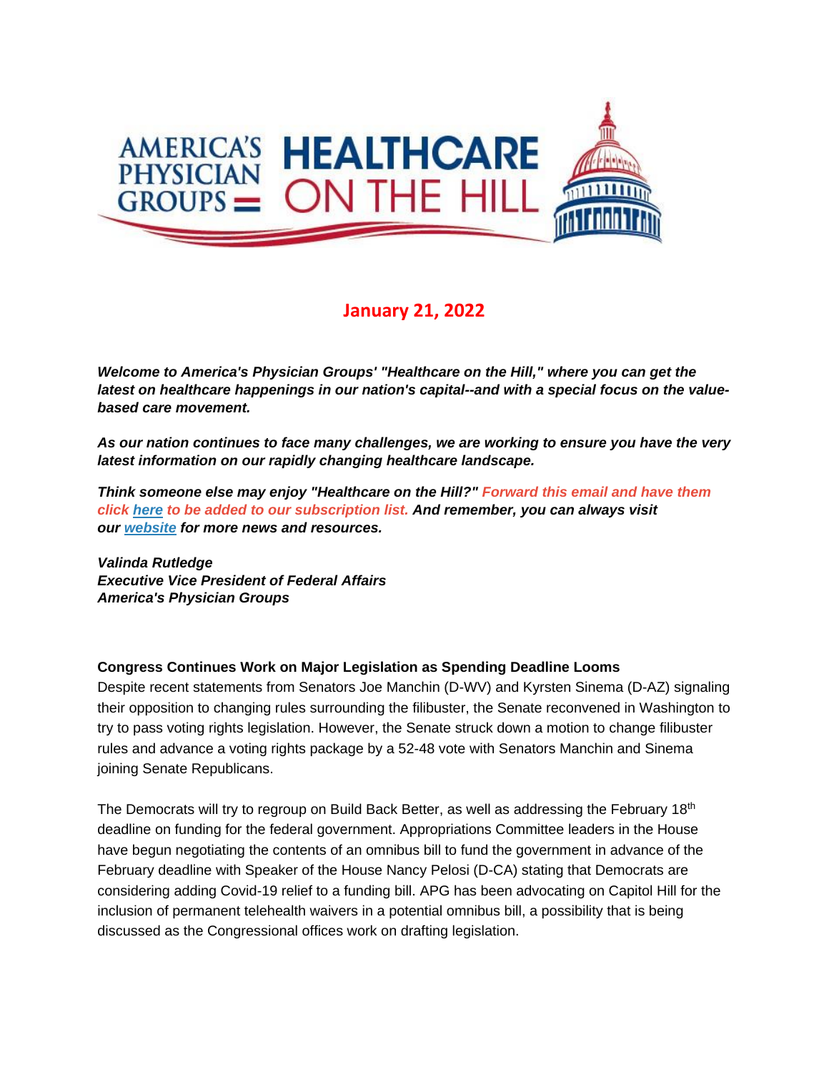**AMERICA'S PHYSICIAN GROUPS — HEALTHCARE ON THE HILL**

## January 21, 2022

***Welcome to America's Physician Groups' "Healthcare on the Hill," where you can get the latest on healthcare happenings in our nation's capital--and with a special focus on the value-based care movement.***

***As our nation continues to face many challenges, we are working to ensure you have the very latest information on our rapidly changing healthcare landscape.***

***Think someone else may enjoy "Healthcare on the Hill?" Forward this email and have them click [here](#) to be added to our subscription list. And remember, you can always visit our [website](#) for more news and resources.***

***Valinda Rutledge***
***Executive Vice President of Federal Affairs***
***America's Physician Groups***

**Congress Continues Work on Major Legislation as Spending Deadline Looms**

Despite recent statements from Senators Joe Manchin (D-WV) and Kyrsten Sinema (D-AZ) signaling their opposition to changing rules surrounding the filibuster, the Senate reconvened in Washington to try to pass voting rights legislation. However, the Senate struck down a motion to change filibuster rules and advance a voting rights package by a 52-48 vote with Senators Manchin and Sinema joining Senate Republicans.

The Democrats will try to regroup on Build Back Better, as well as addressing the February 18th deadline on funding for the federal government. Appropriations Committee leaders in the House have begun negotiating the contents of an omnibus bill to fund the government in advance of the February deadline with Speaker of the House Nancy Pelosi (D-CA) stating that Democrats are considering adding Covid-19 relief to a funding bill. APG has been advocating on Capitol Hill for the inclusion of permanent telehealth waivers in a potential omnibus bill, a possibility that is being discussed as the Congressional offices work on drafting legislation.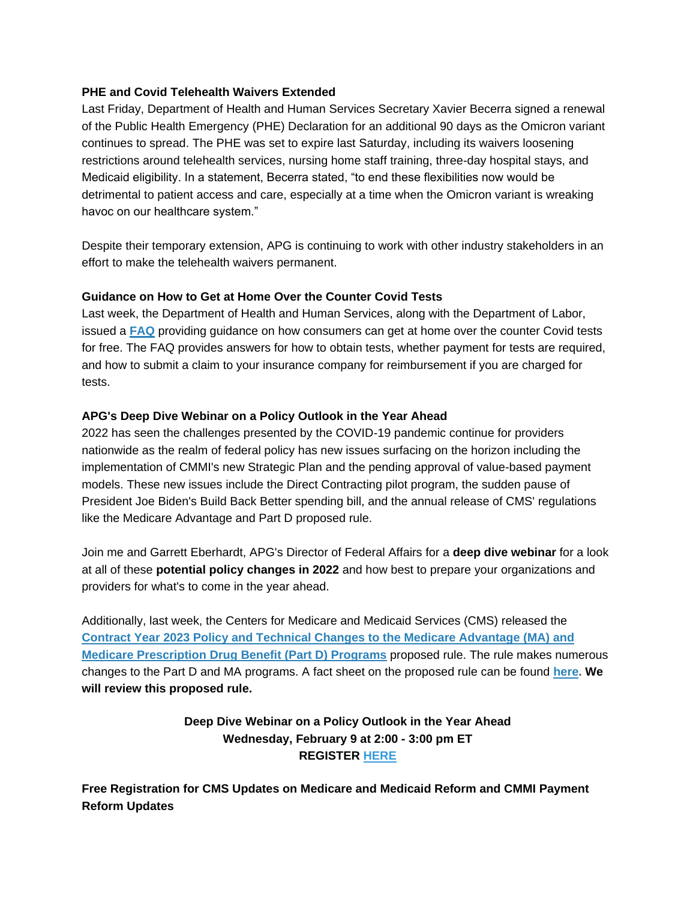**PHE and Covid Telehealth Waivers Extended**

Last Friday, Department of Health and Human Services Secretary Xavier Becerra signed a renewal of the Public Health Emergency (PHE) Declaration for an additional 90 days as the Omicron variant continues to spread. The PHE was set to expire last Saturday, including its waivers loosening restrictions around telehealth services, nursing home staff training, three-day hospital stays, and Medicaid eligibility. In a statement, Becerra stated, "to end these flexibilities now would be detrimental to patient access and care, especially at a time when the Omicron variant is wreaking havoc on our healthcare system."

Despite their temporary extension, APG is continuing to work with other industry stakeholders in an effort to make the telehealth waivers permanent.

**Guidance on How to Get at Home Over the Counter Covid Tests**

Last week, the Department of Health and Human Services, along with the Department of Labor, issued a **FAQ** providing guidance on how consumers can get at home over the counter Covid tests for free. The FAQ provides answers for how to obtain tests, whether payment for tests are required, and how to submit a claim to your insurance company for reimbursement if you are charged for tests.

**APG's Deep Dive Webinar on a Policy Outlook in the Year Ahead**

2022 has seen the challenges presented by the COVID-19 pandemic continue for providers nationwide as the realm of federal policy has new issues surfacing on the horizon including the implementation of CMMI's new Strategic Plan and the pending approval of value-based payment models. These new issues include the Direct Contracting pilot program, the sudden pause of President Joe Biden's Build Back Better spending bill, and the annual release of CMS' regulations like the Medicare Advantage and Part D proposed rule.

Join me and Garrett Eberhardt, APG's Director of Federal Affairs for a **deep dive webinar** for a look at all of these **potential policy changes in 2022** and how best to prepare your organizations and providers for what's to come in the year ahead.

Additionally, last week, the Centers for Medicare and Medicaid Services (CMS) released the **Contract Year 2023 Policy and Technical Changes to the Medicare Advantage (MA) and Medicare Prescription Drug Benefit (Part D) Programs** proposed rule. The rule makes numerous changes to the Part D and MA programs. A fact sheet on the proposed rule can be found **here**. **We will review this proposed rule.**

**Deep Dive Webinar on a Policy Outlook in the Year Ahead**
**Wednesday, February 9 at 2:00 - 3:00 pm ET**
**REGISTER HERE**

**Free Registration for CMS Updates on Medicare and Medicaid Reform and CMMI Payment Reform Updates**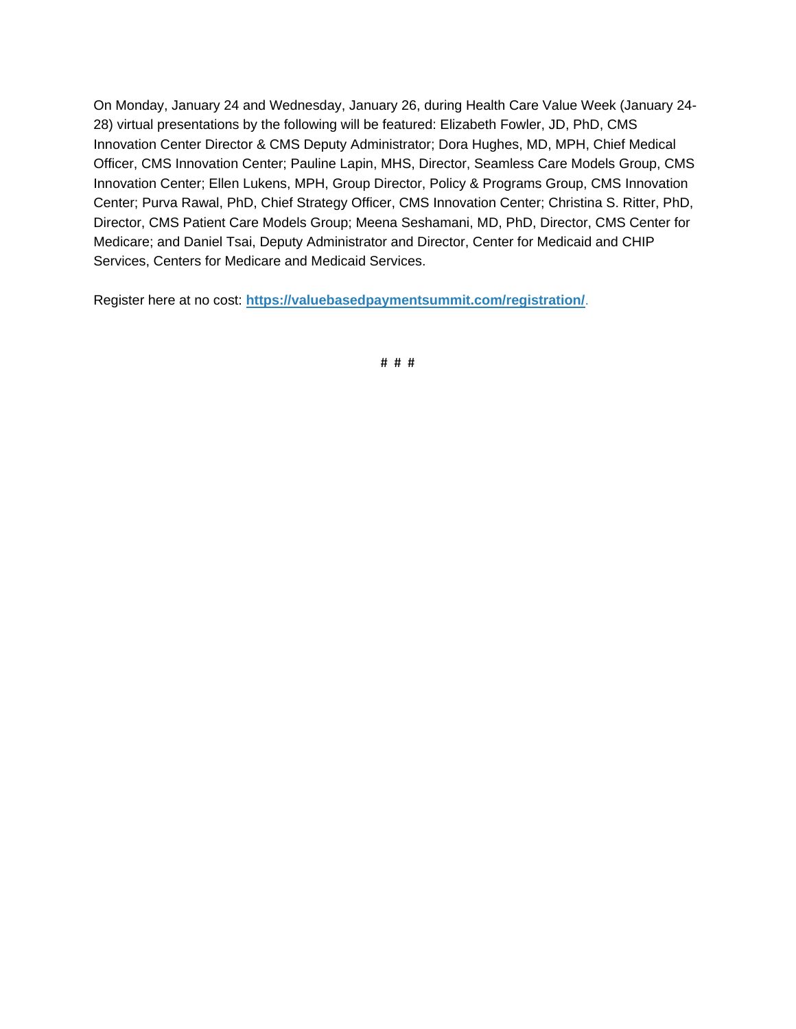On Monday, January 24 and Wednesday, January 26, during Health Care Value Week (January 24-28) virtual presentations by the following will be featured: Elizabeth Fowler, JD, PhD, CMS Innovation Center Director & CMS Deputy Administrator; Dora Hughes, MD, MPH, Chief Medical Officer, CMS Innovation Center; Pauline Lapin, MHS, Director, Seamless Care Models Group, CMS Innovation Center; Ellen Lukens, MPH, Group Director, Policy & Programs Group, CMS Innovation Center; Purva Rawal, PhD, Chief Strategy Officer, CMS Innovation Center; Christina S. Ritter, PhD, Director, CMS Patient Care Models Group; Meena Seshamani, MD, PhD, Director, CMS Center for Medicare; and Daniel Tsai, Deputy Administrator and Director, Center for Medicaid and CHIP Services, Centers for Medicare and Medicaid Services.

Register here at no cost: **https://valuebasedpaymentsummit.com/registration/**.

# # #